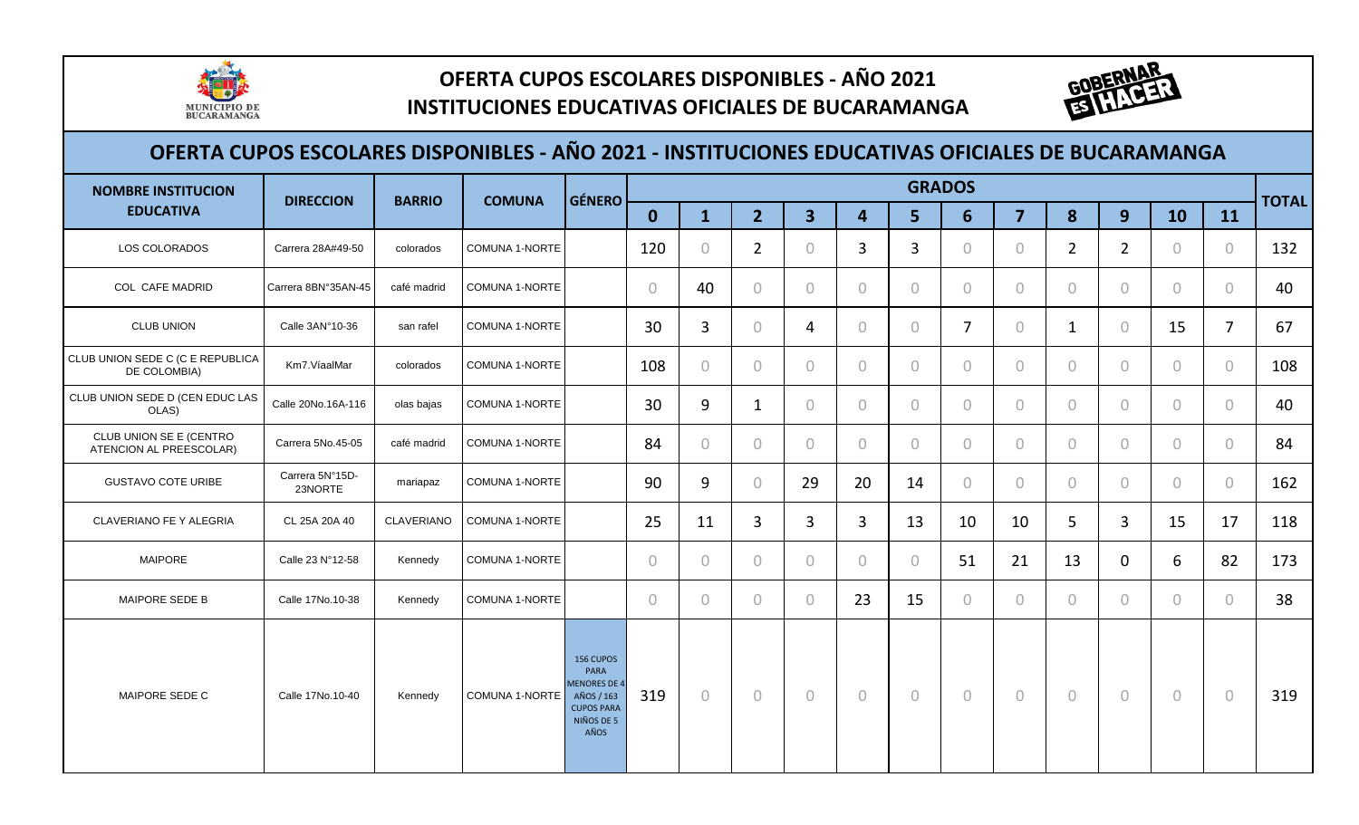# OFERTA CUPOS ESCOLARES DISPONIBLES - AÑO 2021
# INSTITUCIONES EDUCATIVAS OFICIALES DE BUCARAMANGA

## OFERTA CUPOS ESCOLARES DISPONIBLES - AÑO 2021 - INSTITUCIONES EDUCATIVAS OFICIALES DE BUCARAMANGA

| NOMBRE INSTITUCION EDUCATIVA | DIRECCION | BARRIO | COMUNA | GÉNERO | GRADOS | | | | | | | | | | | | TOTAL |
|---|---|---|---|---|---|---|---|---|---|---|---|---|---|---|---|---|---|
| | | | | | 0 | 1 | 2 | 3 | 4 | 5 | 6 | 7 | 8 | 9 | 10 | 11 | |
| LOS COLORADOS | Carrera 28A#49-50 | colorados | COMUNA 1-NORTE | | 120 | 0 | 2 | 0 | 3 | 3 | 0 | 0 | 2 | 2 | 0 | 0 | 132 |
| COL CAFE MADRID | Carrera 8BN°35AN-45 | café madrid | COMUNA 1-NORTE | | 0 | 40 | 0 | 0 | 0 | 0 | 0 | 0 | 0 | 0 | 0 | 0 | 40 |
| CLUB UNION | Calle 3AN°10-36 | san rafel | COMUNA 1-NORTE | | 30 | 3 | 0 | 4 | 0 | 0 | 7 | 0 | 1 | 0 | 15 | 7 | 67 |
| CLUB UNION SEDE C (C E REPUBLICA DE COLOMBIA) | Km7.VíaalMar | colorados | COMUNA 1-NORTE | | 108 | 0 | 0 | 0 | 0 | 0 | 0 | 0 | 0 | 0 | 0 | 0 | 108 |
| CLUB UNION SEDE D (CEN EDUC LAS OLAS) | Calle 20No.16A-116 | olas bajas | COMUNA 1-NORTE | | 30 | 9 | 1 | 0 | 0 | 0 | 0 | 0 | 0 | 0 | 0 | 0 | 40 |
| CLUB UNION SE E (CENTRO ATENCION AL PREESCOLAR) | Carrera 5No.45-05 | café madrid | COMUNA 1-NORTE | | 84 | 0 | 0 | 0 | 0 | 0 | 0 | 0 | 0 | 0 | 0 | 0 | 84 |
| GUSTAVO COTE URIBE | Carrera 5N°15D-23NORTE | mariapaz | COMUNA 1-NORTE | | 90 | 9 | 0 | 29 | 20 | 14 | 0 | 0 | 0 | 0 | 0 | 0 | 162 |
| CLAVERIANO FE Y ALEGRIA | CL 25A 20A 40 | CLAVERIANO | COMUNA 1-NORTE | | 25 | 11 | 3 | 3 | 3 | 13 | 10 | 10 | 5 | 3 | 15 | 17 | 118 |
| MAIPORE | Calle 23 N°12-58 | Kennedy | COMUNA 1-NORTE | | 0 | 0 | 0 | 0 | 0 | 0 | 51 | 21 | 13 | 0 | 6 | 82 | 173 |
| MAIPORE SEDE B | Calle 17No.10-38 | Kennedy | COMUNA 1-NORTE | | 0 | 0 | 0 | 0 | 23 | 15 | 0 | 0 | 0 | 0 | 0 | 0 | 38 |
| MAIPORE SEDE C | Calle 17No.10-40 | Kennedy | COMUNA 1-NORTE | 156 CUPOS PARA MENORES DE 4 AÑOS / 163 CUPOS PARA NIÑOS DE 5 AÑOS | 319 | 0 | 0 | 0 | 0 | 0 | 0 | 0 | 0 | 0 | 0 | 0 | 319 |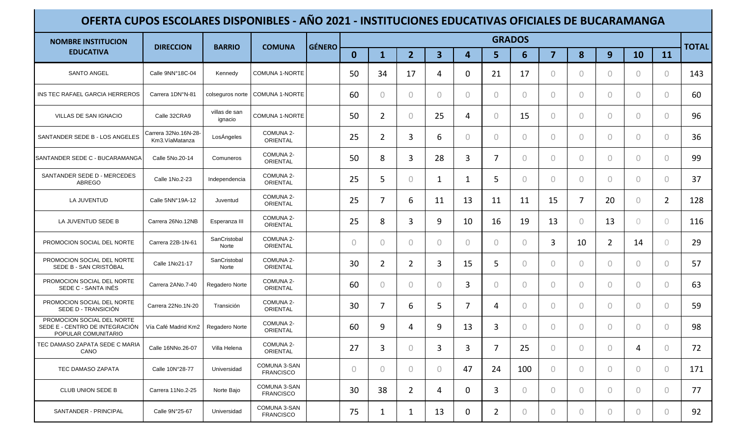# OFERTA CUPOS ESCOLARES DISPONIBLES - AÑO 2021 - INSTITUCIONES EDUCATIVAS OFICIALES DE BUCARAMANGA

| NOMBRE INSTITUCION EDUCATIVA | DIRECCION | BARRIO | COMUNA | GÉNERO | GRADOS | | | | | | | | | | | | TOTAL |
|---|---|---|---|---|---|---|---|---|---|---|---|---|---|---|---|---|---|
| | | | | | 0 | 1 | 2 | 3 | 4 | 5 | 6 | 7 | 8 | 9 | 10 | 11 | |
| SANTO ANGEL | Calle 9NN°18C-04 | Kennedy | COMUNA 1-NORTE | | 50 | 34 | 17 | 4 | 0 | 21 | 17 | 0 | 0 | 0 | 0 | 0 | 143 |
| INS TEC RAFAEL GARCIA HERREROS | Carrera 1DN°N-81 | colseguros norte | COMUNA 1-NORTE | | 60 | 0 | 0 | 0 | 0 | 0 | 0 | 0 | 0 | 0 | 0 | 0 | 60 |
| VILLAS DE SAN IGNACIO | Calle 32CRA9 | villas de san ignacio | COMUNA 1-NORTE | | 50 | 2 | 0 | 25 | 4 | 0 | 15 | 0 | 0 | 0 | 0 | 0 | 96 |
| SANTANDER SEDE B - LOS ANGELES | Carrera 32No.16N-28-Km3.VíaMatanza | LosÁngeles | COMUNA 2-ORIENTAL | | 25 | 2 | 3 | 6 | 0 | 0 | 0 | 0 | 0 | 0 | 0 | 0 | 36 |
| SANTANDER SEDE C - BUCARAMANGA | Calle 5No.20-14 | Comuneros | COMUNA 2-ORIENTAL | | 50 | 8 | 3 | 28 | 3 | 7 | 0 | 0 | 0 | 0 | 0 | 0 | 99 |
| SANTANDER SEDE D - MERCEDES ABREGO | Calle 1No.2-23 | Independencia | COMUNA 2-ORIENTAL | | 25 | 5 | 0 | 1 | 1 | 5 | 0 | 0 | 0 | 0 | 0 | 0 | 37 |
| LA JUVENTUD | Calle 5NN°19A-12 | Juventud | COMUNA 2-ORIENTAL | | 25 | 7 | 6 | 11 | 13 | 11 | 11 | 15 | 7 | 20 | 0 | 2 | 128 |
| LA JUVENTUD SEDE B | Carrera 26No.12NB | Esperanza III | COMUNA 2-ORIENTAL | | 25 | 8 | 3 | 9 | 10 | 16 | 19 | 13 | 0 | 13 | 0 | 0 | 116 |
| PROMOCION SOCIAL DEL NORTE | Carrera 22B-1N-61 | SanCristobal Norte | COMUNA 2-ORIENTAL | | 0 | 0 | 0 | 0 | 0 | 0 | 0 | 3 | 10 | 2 | 14 | 0 | 29 |
| PROMOCION SOCIAL DEL NORTE SEDE B - SAN CRISTÓBAL | Calle 1No21-17 | SanCristobal Norte | COMUNA 2-ORIENTAL | | 30 | 2 | 2 | 3 | 15 | 5 | 0 | 0 | 0 | 0 | 0 | 0 | 57 |
| PROMOCION SOCIAL DEL NORTE SEDE C - SANTA INÉS | Carrera 2ANo.7-40 | Regadero Norte | COMUNA 2-ORIENTAL | | 60 | 0 | 0 | 0 | 3 | 0 | 0 | 0 | 0 | 0 | 0 | 0 | 63 |
| PROMOCION SOCIAL DEL NORTE SEDE D - TRANSICIÓN | Carrera 22No.1N-20 | Transición | COMUNA 2-ORIENTAL | | 30 | 7 | 6 | 5 | 7 | 4 | 0 | 0 | 0 | 0 | 0 | 0 | 59 |
| PROMOCION SOCIAL DEL NORTE SEDE E - CENTRO DE INTEGRACIÓN POPULAR COMUNITARIO | Vía Café Madrid Km2 | Regadero Norte | COMUNA 2-ORIENTAL | | 60 | 9 | 4 | 9 | 13 | 3 | 0 | 0 | 0 | 0 | 0 | 0 | 98 |
| TEC DAMASO ZAPATA SEDE C MARIA CANO | Calle 16NNo.26-07 | Villa Helena | COMUNA 2-ORIENTAL | | 27 | 3 | 0 | 3 | 3 | 7 | 25 | 0 | 0 | 0 | 4 | 0 | 72 |
| TEC DAMASO ZAPATA | Calle 10N°28-77 | Universidad | COMUNA 3-SAN FRANCISCO | | 0 | 0 | 0 | 0 | 47 | 24 | 100 | 0 | 0 | 0 | 0 | 0 | 171 |
| CLUB UNION SEDE B | Carrera 11No.2-25 | Norte Bajo | COMUNA 3-SAN FRANCISCO | | 30 | 38 | 2 | 4 | 0 | 3 | 0 | 0 | 0 | 0 | 0 | 0 | 77 |
| SANTANDER - PRINCIPAL | Calle 9N°25-67 | Universidad | COMUNA 3-SAN FRANCISCO | | 75 | 1 | 1 | 13 | 0 | 2 | 0 | 0 | 0 | 0 | 0 | 0 | 92 |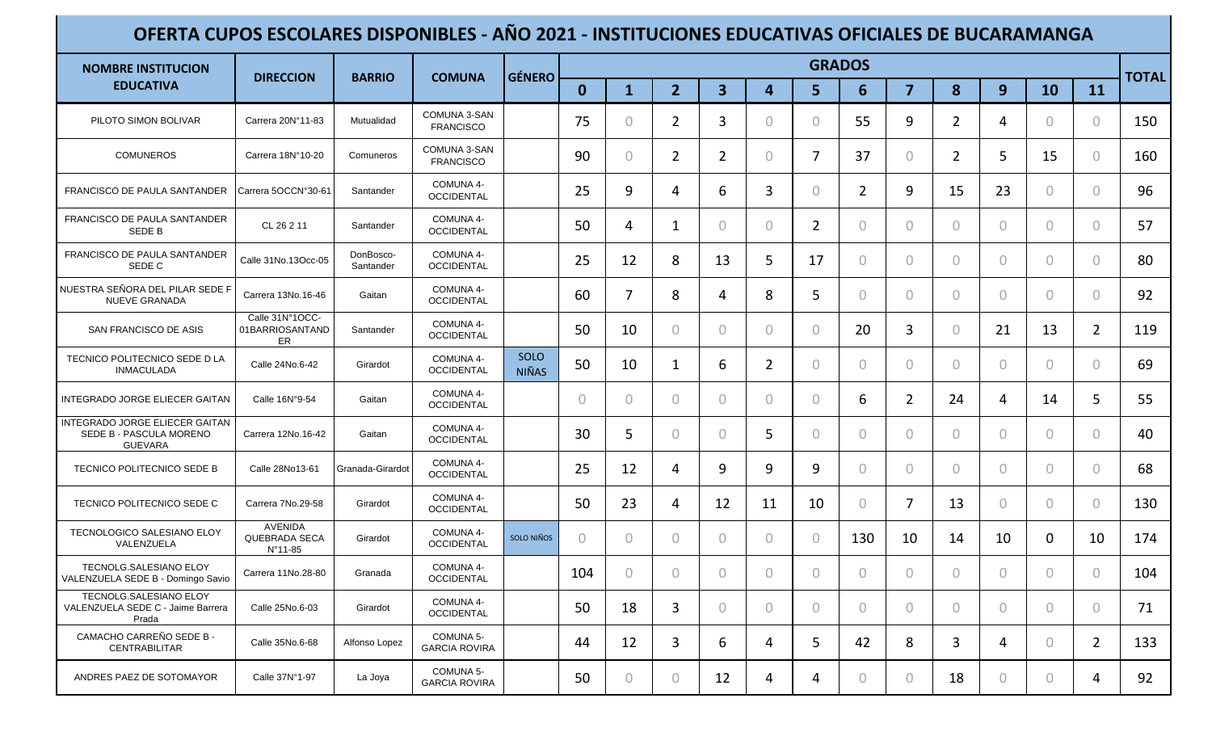# OFERTA CUPOS ESCOLARES DISPONIBLES - AÑO 2021 - INSTITUCIONES EDUCATIVAS OFICIALES DE BUCARAMANGA

| NOMBRE INSTITUCION EDUCATIVA | DIRECCION | BARRIO | COMUNA | GÉNERO | GRADOS | | | | | | | | | | | | TOTAL |
|---|---|---|---|---|---|---|---|---|---|---|---|---|---|---|---|---|---|
| | | | | | 0 | 1 | 2 | 3 | 4 | 5 | 6 | 7 | 8 | 9 | 10 | 11 | |
| PILOTO SIMON BOLIVAR | Carrera 20N°11-83 | Mutualidad | COMUNA 3-SAN FRANCISCO | | 75 | 0 | 2 | 3 | 0 | 0 | 55 | 9 | 2 | 4 | 0 | 0 | 150 |
| COMUNEROS | Carrera 18N°10-20 | Comuneros | COMUNA 3-SAN FRANCISCO | | 90 | 0 | 2 | 2 | 0 | 7 | 37 | 0 | 2 | 5 | 15 | 0 | 160 |
| FRANCISCO DE PAULA SANTANDER | Carrera 5OCCN°30-61 | Santander | COMUNA 4-OCCIDENTAL | | 25 | 9 | 4 | 6 | 3 | 0 | 2 | 9 | 15 | 23 | 0 | 0 | 96 |
| FRANCISCO DE PAULA SANTANDER SEDE B | CL 26 2 11 | Santander | COMUNA 4-OCCIDENTAL | | 50 | 4 | 1 | 0 | 0 | 2 | 0 | 0 | 0 | 0 | 0 | 0 | 57 |
| FRANCISCO DE PAULA SANTANDER SEDE C | Calle 31No.13Occ-05 | DonBosco-Santander | COMUNA 4-OCCIDENTAL | | 25 | 12 | 8 | 13 | 5 | 17 | 0 | 0 | 0 | 0 | 0 | 0 | 80 |
| NUESTRA SEÑORA DEL PILAR SEDE F NUEVE GRANADA | Carrera 13No.16-46 | Gaitan | COMUNA 4-OCCIDENTAL | | 60 | 7 | 8 | 4 | 8 | 5 | 0 | 0 | 0 | 0 | 0 | 0 | 92 |
| SAN FRANCISCO DE ASIS | Calle 31N°1OCC-01BARRIOSANTANDER | Santander | COMUNA 4-OCCIDENTAL | | 50 | 10 | 0 | 0 | 0 | 0 | 20 | 3 | 0 | 21 | 13 | 2 | 119 |
| TECNICO POLITECNICO SEDE D LA INMACULADA | Calle 24No.6-42 | Girardot | COMUNA 4-OCCIDENTAL | SOLO NIÑAS | 50 | 10 | 1 | 6 | 2 | 0 | 0 | 0 | 0 | 0 | 0 | 0 | 69 |
| INTEGRADO JORGE ELIECER GAITAN | Calle 16N°9-54 | Gaitan | COMUNA 4-OCCIDENTAL | | 0 | 0 | 0 | 0 | 0 | 0 | 6 | 2 | 24 | 4 | 14 | 5 | 55 |
| INTEGRADO JORGE ELIECER GAITAN SEDE B - PASCULA MORENO GUEVARA | Carrera 12No.16-42 | Gaitan | COMUNA 4-OCCIDENTAL | | 30 | 5 | 0 | 0 | 5 | 0 | 0 | 0 | 0 | 0 | 0 | 0 | 40 |
| TECNICO POLITECNICO SEDE B | Calle 28No13-61 | Granada-Girardot | COMUNA 4-OCCIDENTAL | | 25 | 12 | 4 | 9 | 9 | 9 | 0 | 0 | 0 | 0 | 0 | 0 | 68 |
| TECNICO POLITECNICO SEDE C | Carrera 7No.29-58 | Girardot | COMUNA 4-OCCIDENTAL | | 50 | 23 | 4 | 12 | 11 | 10 | 0 | 7 | 13 | 0 | 0 | 0 | 130 |
| TECNOLOGICO SALESIANO ELOY VALENZUELA | AVENIDA QUEBRADA SECA N°11-85 | Girardot | COMUNA 4-OCCIDENTAL | SOLO NIÑOS | 0 | 0 | 0 | 0 | 0 | 0 | 130 | 10 | 14 | 10 | 0 | 10 | 174 |
| TECNOLG.SALESIANO ELOY VALENZUELA SEDE B - Domingo Savio | Carrera 11No.28-80 | Granada | COMUNA 4-OCCIDENTAL | | 104 | 0 | 0 | 0 | 0 | 0 | 0 | 0 | 0 | 0 | 0 | 0 | 104 |
| TECNOLG.SALESIANO ELOY VALENZUELA SEDE C - Jaime Barrera Prada | Calle 25No.6-03 | Girardot | COMUNA 4-OCCIDENTAL | | 50 | 18 | 3 | 0 | 0 | 0 | 0 | 0 | 0 | 0 | 0 | 0 | 71 |
| CAMACHO CARREÑO SEDE B - CENTRABILITAR | Calle 35No.6-68 | Alfonso Lopez | COMUNA 5-GARCIA ROVIRA | | 44 | 12 | 3 | 6 | 4 | 5 | 42 | 8 | 3 | 4 | 0 | 2 | 133 |
| ANDRES PAEZ DE SOTOMAYOR | Calle 37N°1-97 | La Joya | COMUNA 5-GARCIA ROVIRA | | 50 | 0 | 0 | 12 | 4 | 4 | 0 | 0 | 18 | 0 | 0 | 4 | 92 |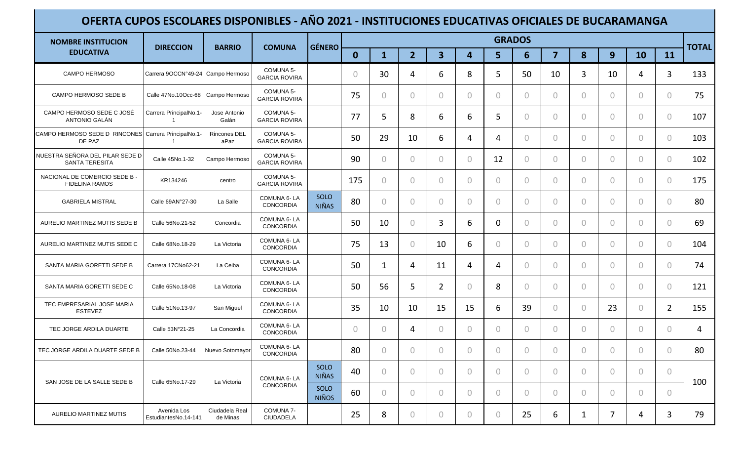# OFERTA CUPOS ESCOLARES DISPONIBLES - AÑO 2021 - INSTITUCIONES EDUCATIVAS OFICIALES DE BUCARAMANGA

| NOMBRE INSTITUCION EDUCATIVA | DIRECCION | BARRIO | COMUNA | GÉNERO | GRADOS | | | | | | | | | | | | TOTAL |
|---|---|---|---|---|---|---|---|---|---|---|---|---|---|---|---|---|---|
| | | | | | 0 | 1 | 2 | 3 | 4 | 5 | 6 | 7 | 8 | 9 | 10 | 11 | |
| CAMPO HERMOSO | Carrera 9OCCN°49-24 | Campo Hermoso | COMUNA 5- GARCIA ROVIRA | | 0 | 30 | 4 | 6 | 8 | 5 | 50 | 10 | 3 | 10 | 4 | 3 | 133 |
| CAMPO HERMOSO SEDE B | Calle 47No.10Occ-68 | Campo Hermoso | COMUNA 5- GARCIA ROVIRA | | 75 | 0 | 0 | 0 | 0 | 0 | 0 | 0 | 0 | 0 | 0 | 0 | 75 |
| CAMPO HERMOSO SEDE C JOSÉ ANTONIO GALÁN | Carrera PrincipalNo.1-1 | Jose Antonio Galán | COMUNA 5- GARCIA ROVIRA | | 77 | 5 | 8 | 6 | 6 | 5 | 0 | 0 | 0 | 0 | 0 | 0 | 107 |
| CAMPO HERMOSO SEDE D RINCONES DE PAZ | Carrera PrincipalNo.1-1 | Rincones DEL aPaz | COMUNA 5- GARCIA ROVIRA | | 50 | 29 | 10 | 6 | 4 | 4 | 0 | 0 | 0 | 0 | 0 | 0 | 103 |
| NUESTRA SEÑORA DEL PILAR SEDE D SANTA TERESITA | Calle 45No.1-32 | Campo Hermoso | COMUNA 5- GARCIA ROVIRA | | 90 | 0 | 0 | 0 | 0 | 12 | 0 | 0 | 0 | 0 | 0 | 0 | 102 |
| NACIONAL DE COMERCIO SEDE B - FIDELINA RAMOS | KR134246 | centro | COMUNA 5- GARCIA ROVIRA | | 175 | 0 | 0 | 0 | 0 | 0 | 0 | 0 | 0 | 0 | 0 | 0 | 175 |
| GABRIELA MISTRAL | Calle 69AN°27-30 | La Salle | COMUNA 6- LA CONCORDIA | SOLO NIÑAS | 80 | 0 | 0 | 0 | 0 | 0 | 0 | 0 | 0 | 0 | 0 | 0 | 80 |
| AURELIO MARTINEZ MUTIS SEDE B | Calle 56No.21-52 | Concordia | COMUNA 6- LA CONCORDIA | | 50 | 10 | 0 | 3 | 6 | 0 | 0 | 0 | 0 | 0 | 0 | 0 | 69 |
| AURELIO MARTINEZ MUTIS SEDE C | Calle 68No.18-29 | La Victoria | COMUNA 6- LA CONCORDIA | | 75 | 13 | 0 | 10 | 6 | 0 | 0 | 0 | 0 | 0 | 0 | 0 | 104 |
| SANTA MARIA GORETTI SEDE B | Carrera 17CNo62-21 | La Ceiba | COMUNA 6- LA CONCORDIA | | 50 | 1 | 4 | 11 | 4 | 4 | 0 | 0 | 0 | 0 | 0 | 0 | 74 |
| SANTA MARIA GORETTI SEDE C | Calle 65No.18-08 | La Victoria | COMUNA 6- LA CONCORDIA | | 50 | 56 | 5 | 2 | 0 | 8 | 0 | 0 | 0 | 0 | 0 | 0 | 121 |
| TEC EMPRESARIAL JOSE MARIA ESTEVEZ | Calle 51No.13-97 | San Miguel | COMUNA 6- LA CONCORDIA | | 35 | 10 | 10 | 15 | 15 | 6 | 39 | 0 | 0 | 23 | 0 | 2 | 155 |
| TEC JORGE ARDILA DUARTE | Calle 53N°21-25 | La Concordia | COMUNA 6- LA CONCORDIA | | 0 | 0 | 4 | 0 | 0 | 0 | 0 | 0 | 0 | 0 | 0 | 0 | 4 |
| TEC JORGE ARDILA DUARTE SEDE B | Calle 50No.23-44 | Nuevo Sotomayor | COMUNA 6- LA CONCORDIA | | 80 | 0 | 0 | 0 | 0 | 0 | 0 | 0 | 0 | 0 | 0 | 0 | 80 |
| SAN JOSE DE LA SALLE SEDE B | Calle 65No.17-29 | La Victoria | COMUNA 6- LA CONCORDIA | SOLO NIÑAS | 40 | 0 | 0 | 0 | 0 | 0 | 0 | 0 | 0 | 0 | 0 | 0 | 100 |
| | | | | SOLO NIÑOS | 60 | 0 | 0 | 0 | 0 | 0 | 0 | 0 | 0 | 0 | 0 | 0 | |
| AURELIO MARTINEZ MUTIS | Avenida Los EstudiantesNo.14-141 | Ciudadela Real de Minas | COMUNA 7- CIUDADELA | | 25 | 8 | 0 | 0 | 0 | 0 | 25 | 6 | 1 | 7 | 4 | 3 | 79 |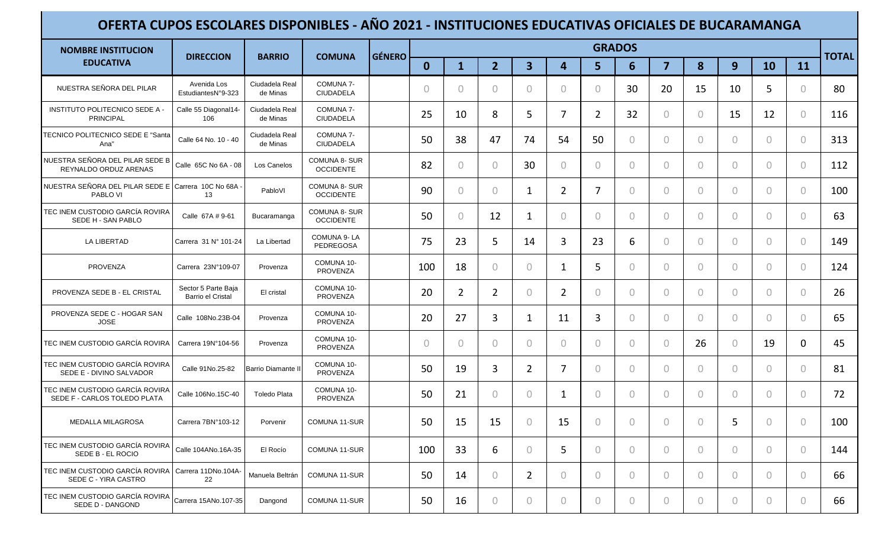# OFERTA CUPOS ESCOLARES DISPONIBLES - AÑO 2021 - INSTITUCIONES EDUCATIVAS OFICIALES DE BUCARAMANGA

| NOMBRE INSTITUCION EDUCATIVA | DIRECCION | BARRIO | COMUNA | GÉNERO | GRADOS | | | | | | | | | | | | TOTAL |
|---|---|---|---|---|---|---|---|---|---|---|---|---|---|---|---|---|---|
| | | | | | 0 | 1 | 2 | 3 | 4 | 5 | 6 | 7 | 8 | 9 | 10 | 11 | |
| NUESTRA SEÑORA DEL PILAR | Avenida Los EstudiantesN°9-323 | Ciudadela Real de Minas | COMUNA 7- CIUDADELA | | 0 | 0 | 0 | 0 | 0 | 0 | 30 | 20 | 15 | 10 | 5 | 0 | 80 |
| INSTITUTO POLITECNICO SEDE A - PRINCIPAL | Calle 55 Diagonal14-106 | Ciudadela Real de Minas | COMUNA 7- CIUDADELA | | 25 | 10 | 8 | 5 | 7 | 2 | 32 | 0 | 0 | 15 | 12 | 0 | 116 |
| TECNICO POLITECNICO SEDE E "Santa Ana" | Calle 64 No. 10 - 40 | Ciudadela Real de Minas | COMUNA 7- CIUDADELA | | 50 | 38 | 47 | 74 | 54 | 50 | 0 | 0 | 0 | 0 | 0 | 0 | 313 |
| NUESTRA SEÑORA DEL PILAR SEDE B REYNALDO ORDUZ ARENAS | Calle 65C No 6A - 08 | Los Canelos | COMUNA 8- SUR OCCIDENTE | | 82 | 0 | 0 | 30 | 0 | 0 | 0 | 0 | 0 | 0 | 0 | 0 | 112 |
| NUESTRA SEÑORA DEL PILAR SEDE E PABLO VI | Carrera 10C No 68A - 13 | PabloVI | COMUNA 8- SUR OCCIDENTE | | 90 | 0 | 0 | 1 | 2 | 7 | 0 | 0 | 0 | 0 | 0 | 0 | 100 |
| TEC INEM CUSTODIO GARCÍA ROVIRA SEDE H - SAN PABLO | Calle 67A # 9-61 | Bucaramanga | COMUNA 8- SUR OCCIDENTE | | 50 | 0 | 12 | 1 | 0 | 0 | 0 | 0 | 0 | 0 | 0 | 0 | 63 |
| LA LIBERTAD | Carrera 31 N° 101-24 | La Libertad | COMUNA 9- LA PEDREGOSA | | 75 | 23 | 5 | 14 | 3 | 23 | 6 | 0 | 0 | 0 | 0 | 0 | 149 |
| PROVENZA | Carrera 23N°109-07 | Provenza | COMUNA 10- PROVENZA | | 100 | 18 | 0 | 0 | 1 | 5 | 0 | 0 | 0 | 0 | 0 | 0 | 124 |
| PROVENZA SEDE B - EL CRISTAL | Sector 5 Parte Baja Barrio el Cristal | El cristal | COMUNA 10- PROVENZA | | 20 | 2 | 2 | 0 | 2 | 0 | 0 | 0 | 0 | 0 | 0 | 0 | 26 |
| PROVENZA SEDE C - HOGAR SAN JOSE | Calle 108No.23B-04 | Provenza | COMUNA 10- PROVENZA | | 20 | 27 | 3 | 1 | 11 | 3 | 0 | 0 | 0 | 0 | 0 | 0 | 65 |
| TEC INEM CUSTODIO GARCÍA ROVIRA | Carrera 19N°104-56 | Provenza | COMUNA 10- PROVENZA | | 0 | 0 | 0 | 0 | 0 | 0 | 0 | 0 | 26 | 0 | 19 | 0 | 45 |
| TEC INEM CUSTODIO GARCÍA ROVIRA SEDE E - DIVINO SALVADOR | Calle 91No.25-82 | Barrio Diamante II | COMUNA 10- PROVENZA | | 50 | 19 | 3 | 2 | 7 | 0 | 0 | 0 | 0 | 0 | 0 | 0 | 81 |
| TEC INEM CUSTODIO GARCÍA ROVIRA SEDE F - CARLOS TOLEDO PLATA | Calle 106No.15C-40 | Toledo Plata | COMUNA 10- PROVENZA | | 50 | 21 | 0 | 0 | 1 | 0 | 0 | 0 | 0 | 0 | 0 | 0 | 72 |
| MEDALLA MILAGROSA | Carrera 7BN°103-12 | Porvenir | COMUNA 11-SUR | | 50 | 15 | 15 | 0 | 15 | 0 | 0 | 0 | 0 | 5 | 0 | 0 | 100 |
| TEC INEM CUSTODIO GARCÍA ROVIRA SEDE B - EL ROCIO | Calle 104ANo.16A-35 | El Rocío | COMUNA 11-SUR | | 100 | 33 | 6 | 0 | 5 | 0 | 0 | 0 | 0 | 0 | 0 | 0 | 144 |
| TEC INEM CUSTODIO GARCÍA ROVIRA SEDE C - YIRA CASTRO | Carrera 11DNo.104A-22 | Manuela Beltrán | COMUNA 11-SUR | | 50 | 14 | 0 | 2 | 0 | 0 | 0 | 0 | 0 | 0 | 0 | 0 | 66 |
| TEC INEM CUSTODIO GARCÍA ROVIRA SEDE D - DANGOND | Carrera 15ANo.107-35 | Dangond | COMUNA 11-SUR | | 50 | 16 | 0 | 0 | 0 | 0 | 0 | 0 | 0 | 0 | 0 | 0 | 66 |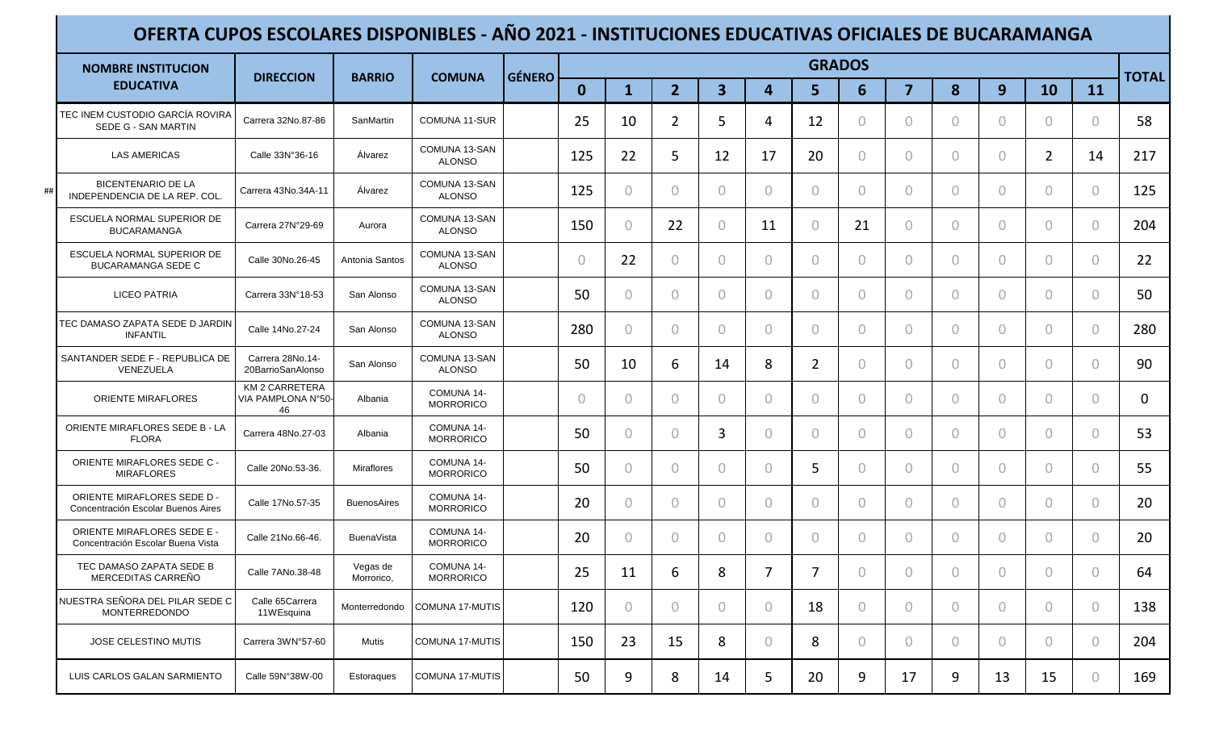# OFERTA CUPOS ESCOLARES DISPONIBLES - AÑO 2021 - INSTITUCIONES EDUCATIVAS OFICIALES DE BUCARAMANGA

| NOMBRE INSTITUCION EDUCATIVA | DIRECCION | BARRIO | COMUNA | GÉNERO | GRADOS | | | | | | | | | | | | TOTAL |
|---|---|---|---|---|---|---|---|---|---|---|---|---|---|---|---|---|---|
| | | | | | 0 | 1 | 2 | 3 | 4 | 5 | 6 | 7 | 8 | 9 | 10 | 11 | |
| TEC INEM CUSTODIO GARCÍA ROVIRA SEDE G - SAN MARTIN | Carrera 32No.87-86 | SanMartin | COMUNA 11-SUR | | 25 | 10 | 2 | 5 | 4 | 12 | 0 | 0 | 0 | 0 | 0 | 0 | 58 |
| LAS AMERICAS | Calle 33N°36-16 | Álvarez | COMUNA 13-SAN ALONSO | | 125 | 22 | 5 | 12 | 17 | 20 | 0 | 0 | 0 | 0 | 2 | 14 | 217 |
| BICENTENARIO DE LA INDEPENDENCIA DE LA REP. COL. | Carrera 43No.34A-11 | Álvarez | COMUNA 13-SAN ALONSO | | 125 | 0 | 0 | 0 | 0 | 0 | 0 | 0 | 0 | 0 | 0 | 0 | 125 |
| ESCUELA NORMAL SUPERIOR DE BUCARAMANGA | Carrera 27N°29-69 | Aurora | COMUNA 13-SAN ALONSO | | 150 | 0 | 22 | 0 | 11 | 0 | 21 | 0 | 0 | 0 | 0 | 0 | 204 |
| ESCUELA NORMAL SUPERIOR DE BUCARAMANGA SEDE C | Calle 30No.26-45 | Antonia Santos | COMUNA 13-SAN ALONSO | | 0 | 22 | 0 | 0 | 0 | 0 | 0 | 0 | 0 | 0 | 0 | 0 | 22 |
| LICEO PATRIA | Carrera 33N°18-53 | San Alonso | COMUNA 13-SAN ALONSO | | 50 | 0 | 0 | 0 | 0 | 0 | 0 | 0 | 0 | 0 | 0 | 0 | 50 |
| TEC DAMASO ZAPATA SEDE D JARDIN INFANTIL | Calle 14No.27-24 | San Alonso | COMUNA 13-SAN ALONSO | | 280 | 0 | 0 | 0 | 0 | 0 | 0 | 0 | 0 | 0 | 0 | 0 | 280 |
| SANTANDER SEDE F - REPUBLICA DE VENEZUELA | Carrera 28No.14-20BarrioSanAlonso | San Alonso | COMUNA 13-SAN ALONSO | | 50 | 10 | 6 | 14 | 8 | 2 | 0 | 0 | 0 | 0 | 0 | 0 | 90 |
| ORIENTE MIRAFLORES | KM 2 CARRETERA VIA PAMPLONA N°50-46 | Albania | COMUNA 14-MORRORICO | | 0 | 0 | 0 | 0 | 0 | 0 | 0 | 0 | 0 | 0 | 0 | 0 | 0 |
| ORIENTE MIRAFLORES SEDE B - LA FLORA | Carrera 48No.27-03 | Albania | COMUNA 14-MORRORICO | | 50 | 0 | 0 | 3 | 0 | 0 | 0 | 0 | 0 | 0 | 0 | 0 | 53 |
| ORIENTE MIRAFLORES SEDE C - MIRAFLORES | Calle 20No.53-36. | Miraflores | COMUNA 14-MORRORICO | | 50 | 0 | 0 | 0 | 0 | 5 | 0 | 0 | 0 | 0 | 0 | 0 | 55 |
| ORIENTE MIRAFLORES SEDE D - Concentración Escolar Buenos Aires | Calle 17No.57-35 | BuenosAires | COMUNA 14-MORRORICO | | 20 | 0 | 0 | 0 | 0 | 0 | 0 | 0 | 0 | 0 | 0 | 0 | 20 |
| ORIENTE MIRAFLORES SEDE E - Concentración Escolar Buena Vista | Calle 21No.66-46. | BuenaVista | COMUNA 14-MORRORICO | | 20 | 0 | 0 | 0 | 0 | 0 | 0 | 0 | 0 | 0 | 0 | 0 | 20 |
| TEC DAMASO ZAPATA SEDE B MERCEDITAS CARREÑO | Calle 7ANo.38-48 | Vegas de Morrorico, | COMUNA 14-MORRORICO | | 25 | 11 | 6 | 8 | 7 | 7 | 0 | 0 | 0 | 0 | 0 | 0 | 64 |
| NUESTRA SEÑORA DEL PILAR SEDE C MONTERREDONDO | Calle 65Carrera 11WEsquina | Monterredondo | COMUNA 17-MUTIS | | 120 | 0 | 0 | 0 | 0 | 18 | 0 | 0 | 0 | 0 | 0 | 0 | 138 |
| JOSE CELESTINO MUTIS | Carrera 3WN°57-60 | Mutis | COMUNA 17-MUTIS | | 150 | 23 | 15 | 8 | 0 | 8 | 0 | 0 | 0 | 0 | 0 | 0 | 204 |
| LUIS CARLOS GALAN SARMIENTO | Calle 59N°38W-00 | Estoraques | COMUNA 17-MUTIS | | 50 | 9 | 8 | 14 | 5 | 20 | 9 | 17 | 9 | 13 | 15 | 0 | 169 |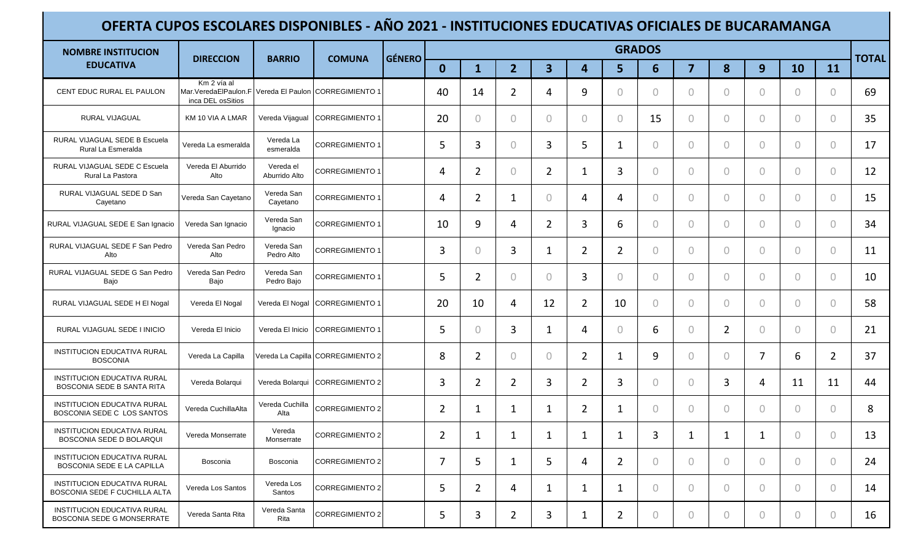# OFERTA CUPOS ESCOLARES DISPONIBLES - AÑO 2021 - INSTITUCIONES EDUCATIVAS OFICIALES DE BUCARAMANGA

| NOMBRE INSTITUCION EDUCATIVA | DIRECCION | BARRIO | COMUNA | GÉNERO | GRADOS | | | | | | | | | | | | TOTAL |
|---|---|---|---|---|---|---|---|---|---|---|---|---|---|---|---|---|---|
| | | | | | 0 | 1 | 2 | 3 | 4 | 5 | 6 | 7 | 8 | 9 | 10 | 11 | |
| CENT EDUC RURAL EL PAULON | Km 2 vía al Mar.VeredaElPaulon.F inca DEL osSitios | Vereda El Paulon | CORREGIMIENTO 1 | | 40 | 14 | 2 | 4 | 9 | 0 | 0 | 0 | 0 | 0 | 0 | 0 | 69 |
| RURAL VIJAGUAL | KM 10 VIA A LMAR | Vereda Vijagual | CORREGIMIENTO 1 | | 20 | 0 | 0 | 0 | 0 | 0 | 15 | 0 | 0 | 0 | 0 | 0 | 35 |
| RURAL VIJAGUAL SEDE B Escuela Rural La Esmeralda | Vereda La esmeralda | Vereda La esmeralda | CORREGIMIENTO 1 | | 5 | 3 | 0 | 3 | 5 | 1 | 0 | 0 | 0 | 0 | 0 | 0 | 17 |
| RURAL VIJAGUAL SEDE C Escuela Rural La Pastora | Vereda El Aburrido Alto | Vereda el Aburrido Alto | CORREGIMIENTO 1 | | 4 | 2 | 0 | 2 | 1 | 3 | 0 | 0 | 0 | 0 | 0 | 0 | 12 |
| RURAL VIJAGUAL SEDE D San Cayetano | Vereda San Cayetano | Vereda San Cayetano | CORREGIMIENTO 1 | | 4 | 2 | 1 | 0 | 4 | 4 | 0 | 0 | 0 | 0 | 0 | 0 | 15 |
| RURAL VIJAGUAL SEDE E San Ignacio | Vereda San Ignacio | Vereda San Ignacio | CORREGIMIENTO 1 | | 10 | 9 | 4 | 2 | 3 | 6 | 0 | 0 | 0 | 0 | 0 | 0 | 34 |
| RURAL VIJAGUAL SEDE F San Pedro Alto | Vereda San Pedro Alto | Vereda San Pedro Alto | CORREGIMIENTO 1 | | 3 | 0 | 3 | 1 | 2 | 2 | 0 | 0 | 0 | 0 | 0 | 0 | 11 |
| RURAL VIJAGUAL SEDE G San Pedro Bajo | Vereda San Pedro Bajo | Vereda San Pedro Bajo | CORREGIMIENTO 1 | | 5 | 2 | 0 | 0 | 3 | 0 | 0 | 0 | 0 | 0 | 0 | 0 | 10 |
| RURAL VIJAGUAL SEDE H El Nogal | Vereda El Nogal | Vereda El Nogal | CORREGIMIENTO 1 | | 20 | 10 | 4 | 12 | 2 | 10 | 0 | 0 | 0 | 0 | 0 | 0 | 58 |
| RURAL VIJAGUAL SEDE I INICIO | Vereda El Inicio | Vereda El Inicio | CORREGIMIENTO 1 | | 5 | 0 | 3 | 1 | 4 | 0 | 6 | 0 | 2 | 0 | 0 | 0 | 21 |
| INSTITUCION EDUCATIVA RURAL BOSCONIA | Vereda La Capilla | Vereda La Capilla | CORREGIMIENTO 2 | | 8 | 2 | 0 | 0 | 2 | 1 | 9 | 0 | 0 | 7 | 6 | 2 | 37 |
| INSTITUCION EDUCATIVA RURAL BOSCONIA SEDE B SANTA RITA | Vereda Bolarqui | Vereda Bolarqui | CORREGIMIENTO 2 | | 3 | 2 | 2 | 3 | 2 | 3 | 0 | 0 | 3 | 4 | 11 | 11 | 44 |
| INSTITUCION EDUCATIVA RURAL BOSCONIA SEDE C LOS SANTOS | Vereda CuchillaAlta | Vereda Cuchilla Alta | CORREGIMIENTO 2 | | 2 | 1 | 1 | 1 | 2 | 1 | 0 | 0 | 0 | 0 | 0 | 0 | 8 |
| INSTITUCION EDUCATIVA RURAL BOSCONIA SEDE D BOLARQUI | Vereda Monserrate | Vereda Monserrate | CORREGIMIENTO 2 | | 2 | 1 | 1 | 1 | 1 | 1 | 3 | 1 | 1 | 1 | 0 | 0 | 13 |
| INSTITUCION EDUCATIVA RURAL BOSCONIA SEDE E LA CAPILLA | Bosconia | Bosconia | CORREGIMIENTO 2 | | 7 | 5 | 1 | 5 | 4 | 2 | 0 | 0 | 0 | 0 | 0 | 0 | 24 |
| INSTITUCION EDUCATIVA RURAL BOSCONIA SEDE F CUCHILLA ALTA | Vereda Los Santos | Vereda Los Santos | CORREGIMIENTO 2 | | 5 | 2 | 4 | 1 | 1 | 1 | 0 | 0 | 0 | 0 | 0 | 0 | 14 |
| INSTITUCION EDUCATIVA RURAL BOSCONIA SEDE G MONSERRATE | Vereda Santa Rita | Vereda Santa Rita | CORREGIMIENTO 2 | | 5 | 3 | 2 | 3 | 1 | 2 | 0 | 0 | 0 | 0 | 0 | 0 | 16 |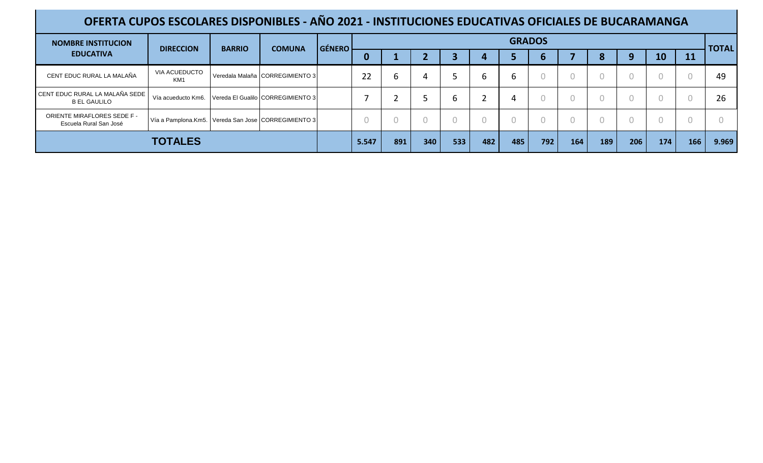# OFERTA CUPOS ESCOLARES DISPONIBLES - AÑO 2021 - INSTITUCIONES EDUCATIVAS OFICIALES DE BUCARAMANGA

| NOMBRE INSTITUCION EDUCATIVA | DIRECCION | BARRIO | COMUNA | GÉNERO | GRADOS | | | | | | | | | | | | TOTAL |
|---|---|---|---|---|---|---|---|---|---|---|---|---|---|---|---|---|---|
| | | | | | 0 | 1 | 2 | 3 | 4 | 5 | 6 | 7 | 8 | 9 | 10 | 11 | |
| CENT EDUC RURAL LA MALAÑA | VIA ACUEDUCTO KM1 | Veredala Malaña | CORREGIMIENTO 3 | | 22 | 6 | 4 | 5 | 6 | 6 | 0 | 0 | 0 | 0 | 0 | 0 | 49 |
| CENT EDUC RURAL LA MALAÑA SEDE B EL GAULILO | Vía acueducto Km6. | Vereda El Gualilo | CORREGIMIENTO 3 | | 7 | 2 | 5 | 6 | 2 | 4 | 0 | 0 | 0 | 0 | 0 | 0 | 26 |
| ORIENTE MIRAFLORES SEDE F - Escuela Rural San José | Vía a Pamplona.Km5. | Vereda San Jose | CORREGIMIENTO 3 | | 0 | 0 | 0 | 0 | 0 | 0 | 0 | 0 | 0 | 0 | 0 | 0 | 0 |
| **TOTALES** | | | | | **5.547** | **891** | **340** | **533** | **482** | **485** | **792** | **164** | **189** | **206** | **174** | **166** | **9.969** |